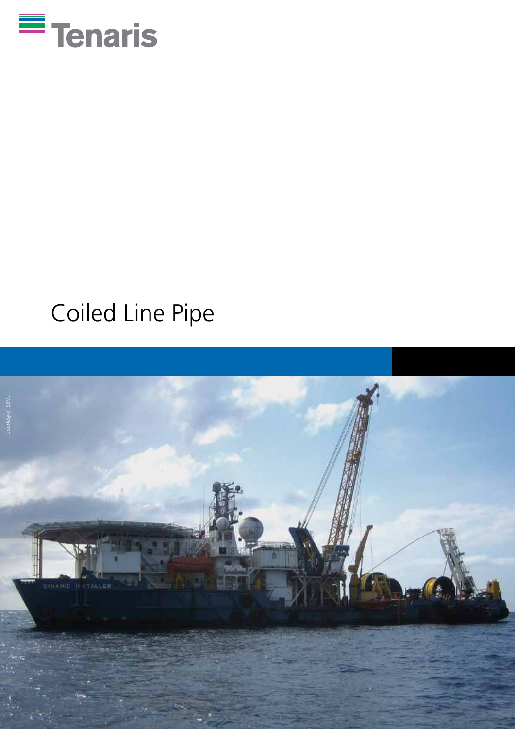Tenaris

# Coiled Line Pipe

Courtesy of SBM.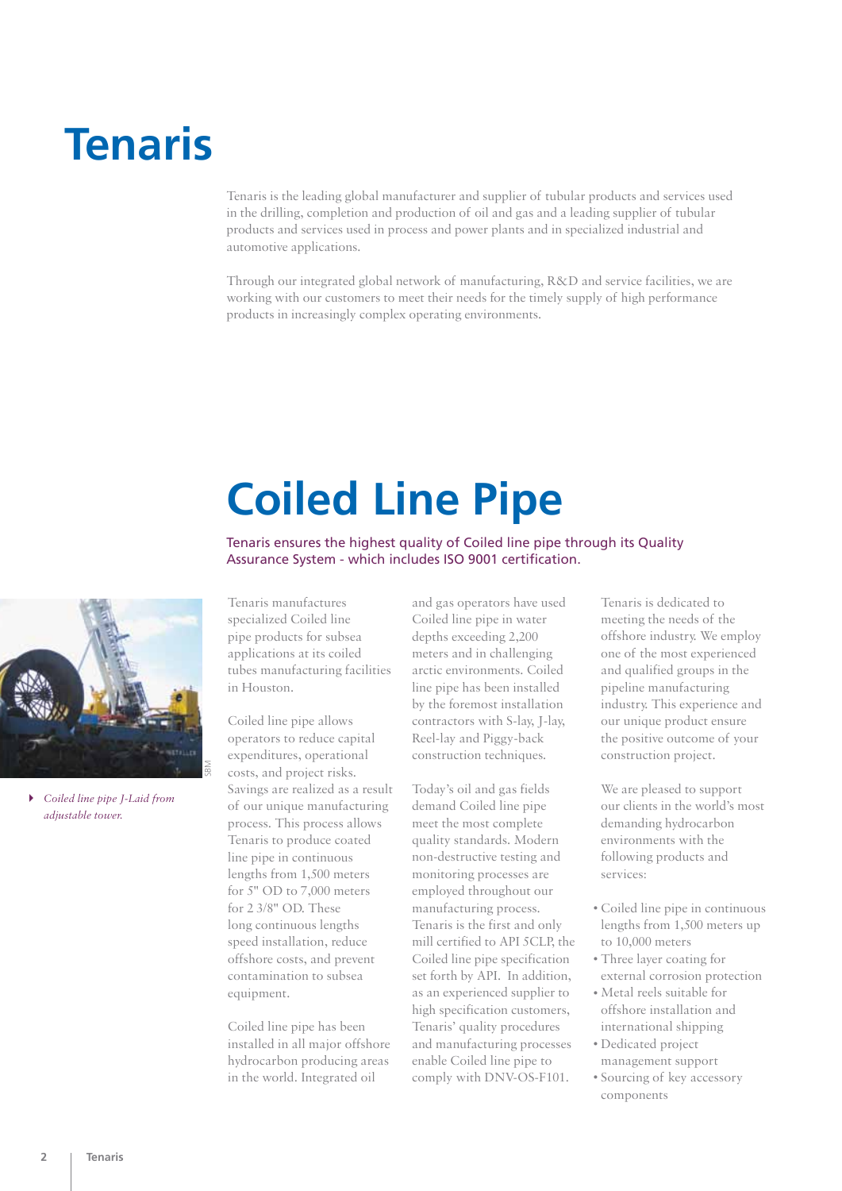# Tenaris

Tenaris is the leading global manufacturer and supplier of tubular products and services used in the drilling, completion and production of oil and gas and a leading supplier of tubular products and services used in process and power plants and in specialized industrial and automotive applications.

Through our integrated global network of manufacturing, R&D and service facilities, we are working with our customers to meet their needs for the timely supply of high performance products in increasingly complex operating environments.

# Coiled Line Pipe

Tenaris ensures the highest quality of Coiled line pipe through its Quality Assurance System - which includes ISO 9001 certification.

*Coiled line pipe J-Laid from adjustable tower.*

SBM

Tenaris manufactures specialized Coiled line pipe products for subsea applications at its coiled tubes manufacturing facilities in Houston.

Coiled line pipe allows operators to reduce capital expenditures, operational costs, and project risks. Savings are realized as a result of our unique manufacturing process. This process allows Tenaris to produce coated line pipe in continuous lengths from 1,500 meters for 5" OD to 7,000 meters for 2 3/8" OD. These long continuous lengths speed installation, reduce offshore costs, and prevent contamination to subsea equipment.

Coiled line pipe has been installed in all major offshore hydrocarbon producing areas in the world. Integrated oil and gas operators have used Coiled line pipe in water depths exceeding 2,200 meters and in challenging arctic environments. Coiled line pipe has been installed by the foremost installation contractors with S-lay, J-lay, Reel-lay and Piggy-back construction techniques.

Today's oil and gas fields demand Coiled line pipe meet the most complete quality standards. Modern non-destructive testing and monitoring processes are employed throughout our manufacturing process. Tenaris is the first and only mill certified to API 5CLP, the Coiled line pipe specification set forth by API. In addition, as an experienced supplier to high specification customers, Tenaris' quality procedures and manufacturing processes enable Coiled line pipe to comply with DNV-OS-F101.

Tenaris is dedicated to meeting the needs of the offshore industry. We employ one of the most experienced and qualified groups in the pipeline manufacturing industry. This experience and our unique product ensure the positive outcome of your construction project.

We are pleased to support our clients in the world's most demanding hydrocarbon environments with the following products and services:

- Coiled line pipe in continuous lengths from 1,500 meters up to 10,000 meters
- Three layer coating for external corrosion protection
- Metal reels suitable for offshore installation and international shipping
- Dedicated project management support
- Sourcing of key accessory components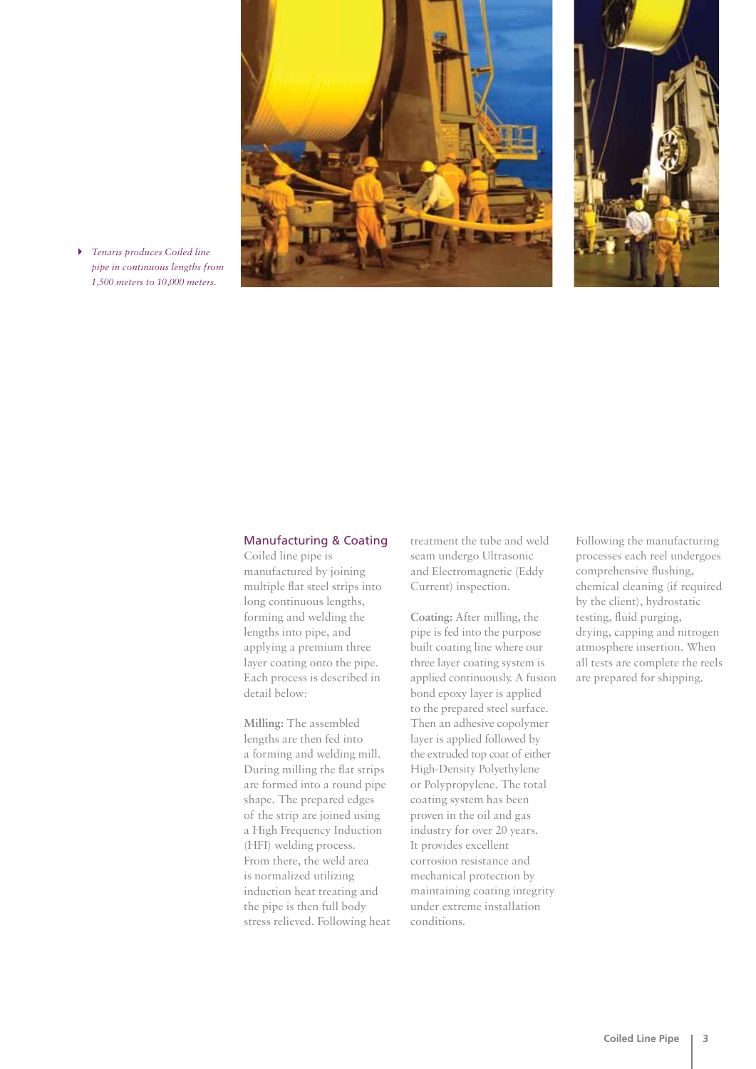*Tenaris produces Coiled line pipe in continuous lengths from 1,500 meters to 10,000 meters.*

## Manufacturing & Coating

Coiled line pipe is manufactured by joining multiple flat steel strips into long continuous lengths, forming and welding the lengths into pipe, and applying a premium three layer coating onto the pipe. Each process is described in detail below:

**Milling:** The assembled lengths are then fed into a forming and welding mill. During milling the flat strips are formed into a round pipe shape. The prepared edges of the strip are joined using a High Frequency Induction (HFI) welding process. From there, the weld area is normalized utilizing induction heat treating and the pipe is then full body stress relieved. Following heat treatment the tube and weld seam undergo Ultrasonic and Electromagnetic (Eddy Current) inspection.

**Coating:** After milling, the pipe is fed into the purpose built coating line where our three layer coating system is applied continuously. A fusion bond epoxy layer is applied to the prepared steel surface. Then an adhesive copolymer layer is applied followed by the extruded top coat of either High-Density Polyethylene or Polypropylene. The total coating system has been proven in the oil and gas industry for over 20 years. It provides excellent corrosion resistance and mechanical protection by maintaining coating integrity under extreme installation conditions.

Following the manufacturing processes each reel undergoes comprehensive flushing, chemical cleaning (if required by the client), hydrostatic testing, fluid purging, drying, capping and nitrogen atmosphere insertion. When all tests are complete the reels are prepared for shipping.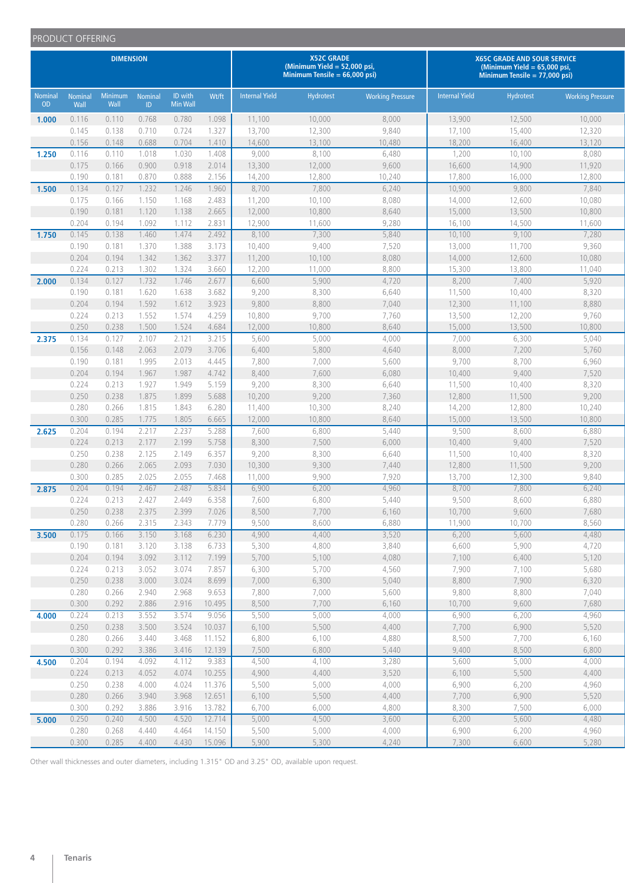## PRODUCT OFFERING

| DIMENSION | | | | | | X52C GRADE (Minimum Yield = 52,000 psi, Minimum Tensile = 66,000 psi) | | | X65C GRADE AND SOUR SERVICE (Minimum Yield = 65,000 psi, Minimum Tensile = 77,000 psi) | | |
|---|---|---|---|---|---|---|---|---|---|---|---|
| Nominal OD | Nominal Wall | Minimum Wall | Nominal ID | ID with Min Wall | Wt/ft | Internal Yield | Hydrotest | Working Pressure | Internal Yield | Hydrotest | Working Pressure |
| **1.000** | 0.116 | 0.110 | 0.768 | 0.780 | 1.098 | 11,100 | 10,000 | 8,000 | 13,900 | 12,500 | 10,000 |
| | 0.145 | 0.138 | 0.710 | 0.724 | 1.327 | 13,700 | 12,300 | 9,840 | 17,100 | 15,400 | 12,320 |
| | 0.156 | 0.148 | 0.688 | 0.704 | 1.410 | 14,600 | 13,100 | 10,480 | 18,200 | 16,400 | 13,120 |
| **1.250** | 0.116 | 0.110 | 1.018 | 1.030 | 1.408 | 9,000 | 8,100 | 6,480 | 1,200 | 10,100 | 8,080 |
| | 0.175 | 0.166 | 0.900 | 0.918 | 2.014 | 13,300 | 12,000 | 9,600 | 16,600 | 14,900 | 11,920 |
| | 0.190 | 0.181 | 0.870 | 0.888 | 2.156 | 14,200 | 12,800 | 10,240 | 17,800 | 16,000 | 12,800 |
| **1.500** | 0.134 | 0.127 | 1.232 | 1.246 | 1.960 | 8,700 | 7,800 | 6,240 | 10,900 | 9,800 | 7,840 |
| | 0.175 | 0.166 | 1.150 | 1.168 | 2.483 | 11,200 | 10,100 | 8,080 | 14,000 | 12,600 | 10,080 |
| | 0.190 | 0.181 | 1.120 | 1.138 | 2.665 | 12,000 | 10,800 | 8,640 | 15,000 | 13,500 | 10,800 |
| | 0.204 | 0.194 | 1.092 | 1.112 | 2.831 | 12,900 | 11,600 | 9,280 | 16,100 | 14,500 | 11,600 |
| **1.750** | 0.145 | 0.138 | 1.460 | 1.474 | 2.492 | 8,100 | 7,300 | 5,840 | 10,100 | 9,100 | 7,280 |
| | 0.190 | 0.181 | 1.370 | 1.388 | 3.173 | 10,400 | 9,400 | 7,520 | 13,000 | 11,700 | 9,360 |
| | 0.204 | 0.194 | 1.342 | 1.362 | 3.377 | 11,200 | 10,100 | 8,080 | 14,000 | 12,600 | 10,080 |
| | 0.224 | 0.213 | 1.302 | 1.324 | 3.660 | 12,200 | 11,000 | 8,800 | 15,300 | 13,800 | 11,040 |
| **2.000** | 0.134 | 0.127 | 1.732 | 1.746 | 2.677 | 6,600 | 5,900 | 4,720 | 8,200 | 7,400 | 5,920 |
| | 0.190 | 0.181 | 1.620 | 1.638 | 3.682 | 9,200 | 8,300 | 6,640 | 11,500 | 10,400 | 8,320 |
| | 0.204 | 0.194 | 1.592 | 1.612 | 3.923 | 9,800 | 8,800 | 7,040 | 12,300 | 11,100 | 8,880 |
| | 0.224 | 0.213 | 1.552 | 1.574 | 4.259 | 10,800 | 9,700 | 7,760 | 13,500 | 12,200 | 9,760 |
| | 0.250 | 0.238 | 1.500 | 1.524 | 4.684 | 12,000 | 10,800 | 8,640 | 15,000 | 13,500 | 10,800 |
| **2.375** | 0.134 | 0.127 | 2.107 | 2.121 | 3.215 | 5,600 | 5,000 | 4,000 | 7,000 | 6,300 | 5,040 |
| | 0.156 | 0.148 | 2.063 | 2.079 | 3.706 | 6,400 | 5,800 | 4,640 | 8,000 | 7,200 | 5,760 |
| | 0.190 | 0.181 | 1.995 | 2.013 | 4.445 | 7,800 | 7,000 | 5,600 | 9,700 | 8,700 | 6,960 |
| | 0.204 | 0.194 | 1.967 | 1.987 | 4.742 | 8,400 | 7,600 | 6,080 | 10,400 | 9,400 | 7,520 |
| | 0.224 | 0.213 | 1.927 | 1.949 | 5.159 | 9,200 | 8,300 | 6,640 | 11,500 | 10,400 | 8,320 |
| | 0.250 | 0.238 | 1.875 | 1.899 | 5.688 | 10,200 | 9,200 | 7,360 | 12,800 | 11,500 | 9,200 |
| | 0.280 | 0.266 | 1.815 | 1.843 | 6.280 | 11,400 | 10,300 | 8,240 | 14,200 | 12,800 | 10,240 |
| | 0.300 | 0.285 | 1.775 | 1.805 | 6.665 | 12,000 | 10,800 | 8,640 | 15,000 | 13,500 | 10,800 |
| **2.625** | 0.204 | 0.194 | 2.217 | 2.237 | 5.288 | 7,600 | 6,800 | 5,440 | 9,500 | 8,600 | 6,880 |
| | 0.224 | 0.213 | 2.177 | 2.199 | 5.758 | 8,300 | 7,500 | 6,000 | 10,400 | 9,400 | 7,520 |
| | 0.250 | 0.238 | 2.125 | 2.149 | 6.357 | 9,200 | 8,300 | 6,640 | 11,500 | 10,400 | 8,320 |
| | 0.280 | 0.266 | 2.065 | 2.093 | 7.030 | 10,300 | 9,300 | 7,440 | 12,800 | 11,500 | 9,200 |
| | 0.300 | 0.285 | 2.025 | 2.055 | 7.468 | 11,000 | 9,900 | 7,920 | 13,700 | 12,300 | 9,840 |
| **2.875** | 0.204 | 0.194 | 2.467 | 2.487 | 5.834 | 6,900 | 6,200 | 4,960 | 8,700 | 7,800 | 6,240 |
| | 0.224 | 0.213 | 2.427 | 2.449 | 6.358 | 7,600 | 6,800 | 5,440 | 9,500 | 8,600 | 6,880 |
| | 0.250 | 0.238 | 2.375 | 2.399 | 7.026 | 8,500 | 7,700 | 6,160 | 10,700 | 9,600 | 7,680 |
| | 0.280 | 0.266 | 2.315 | 2.343 | 7.779 | 9,500 | 8,600 | 6,880 | 11,900 | 10,700 | 8,560 |
| **3.500** | 0.175 | 0.166 | 3.150 | 3.168 | 6.230 | 4,900 | 4,400 | 3,520 | 6,200 | 5,600 | 4,480 |
| | 0.190 | 0.181 | 3.120 | 3.138 | 6.733 | 5,300 | 4,800 | 3,840 | 6,600 | 5,900 | 4,720 |
| | 0.204 | 0.194 | 3.092 | 3.112 | 7.199 | 5,700 | 5,100 | 4,080 | 7,100 | 6,400 | 5,120 |
| | 0.224 | 0.213 | 3.052 | 3.074 | 7.857 | 6,300 | 5,700 | 4,560 | 7,900 | 7,100 | 5,680 |
| | 0.250 | 0.238 | 3.000 | 3.024 | 8.699 | 7,000 | 6,300 | 5,040 | 8,800 | 7,900 | 6,320 |
| | 0.280 | 0.266 | 2.940 | 2.968 | 9.653 | 7,800 | 7,000 | 5,600 | 9,800 | 8,800 | 7,040 |
| | 0.300 | 0.292 | 2.886 | 2.916 | 10.495 | 8,500 | 7,700 | 6,160 | 10,700 | 9,600 | 7,680 |
| **4.000** | 0.224 | 0.213 | 3.552 | 3.574 | 9.056 | 5,500 | 5,000 | 4,000 | 6,900 | 6,200 | 4,960 |
| | 0.250 | 0.238 | 3.500 | 3.524 | 10.037 | 6,100 | 5,500 | 4,400 | 7,700 | 6,900 | 5,520 |
| | 0.280 | 0.266 | 3.440 | 3.468 | 11.152 | 6,800 | 6,100 | 4,880 | 8,500 | 7,700 | 6,160 |
| | 0.300 | 0.292 | 3.386 | 3.416 | 12.139 | 7,500 | 6,800 | 5,440 | 9,400 | 8,500 | 6,800 |
| **4.500** | 0.204 | 0.194 | 4.092 | 4.112 | 9.383 | 4,500 | 4,100 | 3,280 | 5,600 | 5,000 | 4,000 |
| | 0.224 | 0.213 | 4.052 | 4.074 | 10.255 | 4,900 | 4,400 | 3,520 | 6,100 | 5,500 | 4,400 |
| | 0.250 | 0.238 | 4.000 | 4.024 | 11.376 | 5,500 | 5,000 | 4,000 | 6,900 | 6,200 | 4,960 |
| | 0.280 | 0.266 | 3.940 | 3.968 | 12.651 | 6,100 | 5,500 | 4,400 | 7,700 | 6,900 | 5,520 |
| | 0.300 | 0.292 | 3.886 | 3.916 | 13.782 | 6,700 | 6,000 | 4,800 | 8,300 | 7,500 | 6,000 |
| **5.000** | 0.250 | 0.240 | 4.500 | 4.520 | 12.714 | 5,000 | 4,500 | 3,600 | 6,200 | 5,600 | 4,480 |
| | 0.280 | 0.268 | 4.440 | 4.464 | 14.150 | 5,500 | 5,000 | 4,000 | 6,900 | 6,200 | 4,960 |
| | 0.300 | 0.285 | 4.400 | 4.430 | 15.096 | 5,900 | 5,300 | 4,240 | 7,300 | 6,600 | 5,280 |

Other wall thicknesses and outer diameters, including 1.315" OD and 3.25" OD, available upon request.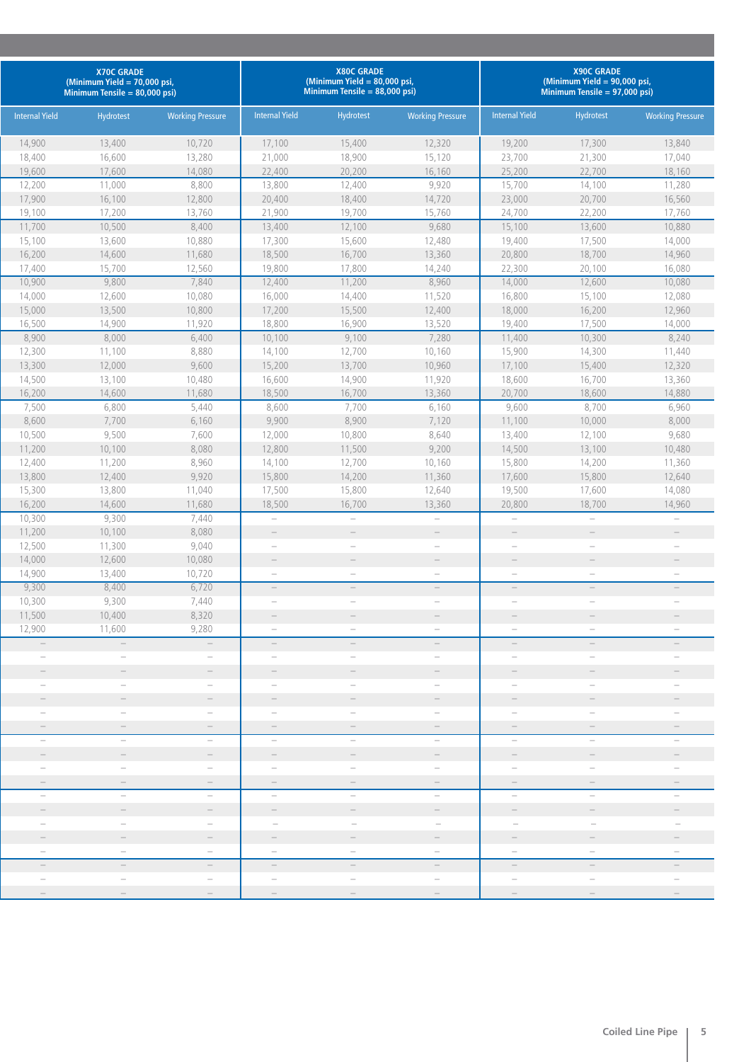| X70C GRADE (Minimum Yield = 70,000 psi, Minimum Tensile = 80,000 psi) | | | X80C GRADE (Minimum Yield = 80,000 psi, Minimum Tensile = 88,000 psi) | | | X90C GRADE (Minimum Yield = 90,000 psi, Minimum Tensile = 97,000 psi) | | |
|---|---|---|---|---|---|---|---|---|
| Internal Yield | Hydrotest | Working Pressure | Internal Yield | Hydrotest | Working Pressure | Internal Yield | Hydrotest | Working Pressure |
| 14,900 | 13,400 | 10,720 | 17,100 | 15,400 | 12,320 | 19,200 | 17,300 | 13,840 |
| 18,400 | 16,600 | 13,280 | 21,000 | 18,900 | 15,120 | 23,700 | 21,300 | 17,040 |
| 19,600 | 17,600 | 14,080 | 22,400 | 20,200 | 16,160 | 25,200 | 22,700 | 18,160 |
| 12,200 | 11,000 | 8,800 | 13,800 | 12,400 | 9,920 | 15,700 | 14,100 | 11,280 |
| 17,900 | 16,100 | 12,800 | 20,400 | 18,400 | 14,720 | 23,000 | 20,700 | 16,560 |
| 19,100 | 17,200 | 13,760 | 21,900 | 19,700 | 15,760 | 24,700 | 22,200 | 17,760 |
| 11,700 | 10,500 | 8,400 | 13,400 | 12,100 | 9,680 | 15,100 | 13,600 | 10,880 |
| 15,100 | 13,600 | 10,880 | 17,300 | 15,600 | 12,480 | 19,400 | 17,500 | 14,000 |
| 16,200 | 14,600 | 11,680 | 18,500 | 16,700 | 13,360 | 20,800 | 18,700 | 14,960 |
| 17,400 | 15,700 | 12,560 | 19,800 | 17,800 | 14,240 | 22,300 | 20,100 | 16,080 |
| 10,900 | 9,800 | 7,840 | 12,400 | 11,200 | 8,960 | 14,000 | 12,600 | 10,080 |
| 14,000 | 12,600 | 10,080 | 16,000 | 14,400 | 11,520 | 16,800 | 15,100 | 12,080 |
| 15,000 | 13,500 | 10,800 | 17,200 | 15,500 | 12,400 | 18,000 | 16,200 | 12,960 |
| 16,500 | 14,900 | 11,920 | 18,800 | 16,900 | 13,520 | 19,400 | 17,500 | 14,000 |
| 8,900 | 8,000 | 6,400 | 10,100 | 9,100 | 7,280 | 11,400 | 10,300 | 8,240 |
| 12,300 | 11,100 | 8,880 | 14,100 | 12,700 | 10,160 | 15,900 | 14,300 | 11,440 |
| 13,300 | 12,000 | 9,600 | 15,200 | 13,700 | 10,960 | 17,100 | 15,400 | 12,320 |
| 14,500 | 13,100 | 10,480 | 16,600 | 14,900 | 11,920 | 18,600 | 16,700 | 13,360 |
| 16,200 | 14,600 | 11,680 | 18,500 | 16,700 | 13,360 | 20,700 | 18,600 | 14,880 |
| 7,500 | 6,800 | 5,440 | 8,600 | 7,700 | 6,160 | 9,600 | 8,700 | 6,960 |
| 8,600 | 7,700 | 6,160 | 9,900 | 8,900 | 7,120 | 11,100 | 10,000 | 8,000 |
| 10,500 | 9,500 | 7,600 | 12,000 | 10,800 | 8,640 | 13,400 | 12,100 | 9,680 |
| 11,200 | 10,100 | 8,080 | 12,800 | 11,500 | 9,200 | 14,500 | 13,100 | 10,480 |
| 12,400 | 11,200 | 8,960 | 14,100 | 12,700 | 10,160 | 15,800 | 14,200 | 11,360 |
| 13,800 | 12,400 | 9,920 | 15,800 | 14,200 | 11,360 | 17,600 | 15,800 | 12,640 |
| 15,300 | 13,800 | 11,040 | 17,500 | 15,800 | 12,640 | 19,500 | 17,600 | 14,080 |
| 16,200 | 14,600 | 11,680 | 18,500 | 16,700 | 13,360 | 20,800 | 18,700 | 14,960 |
| 10,300 | 9,300 | 7,440 | – | – | – | – | – | – |
| 11,200 | 10,100 | 8,080 | – | – | – | – | – | – |
| 12,500 | 11,300 | 9,040 | – | – | – | – | – | – |
| 14,000 | 12,600 | 10,080 | – | – | – | – | – | – |
| 14,900 | 13,400 | 10,720 | – | – | – | – | – | – |
| 9,300 | 8,400 | 6,720 | – | – | – | – | – | – |
| 10,300 | 9,300 | 7,440 | – | – | – | – | – | – |
| 11,500 | 10,400 | 8,320 | – | – | – | – | – | – |
| 12,900 | 11,600 | 9,280 | – | – | – | – | – | – |
| – | – | – | – | – | – | – | – | – |
| – | – | – | – | – | – | – | – | – |
| – | – | – | – | – | – | – | – | – |
| – | – | – | – | – | – | – | – | – |
| – | – | – | – | – | – | – | – | – |
| – | – | – | – | – | – | – | – | – |
| – | – | – | – | – | – | – | – | – |
| – | – | – | – | – | – | – | – | – |
| – | – | – | – | – | – | – | – | – |
| – | – | – | – | – | – | – | – | – |
| – | – | – | – | – | – | – | – | – |
| – | – | – | – | – | – | – | – | – |
| – | – | – | – | – | – | – | – | – |
| – | – | – | – | – | – | – | – | – |
| – | – | – | – | – | – | – | – | – |
| – | – | – | – | – | – | – | – | – |
| – | – | – | – | – | – | – | – | – |
| – | – | – | – | – | – | – | – | – |
| – | – | – | – | – | – | – | – | – |
| – | – | – | – | – | – | – | – | – |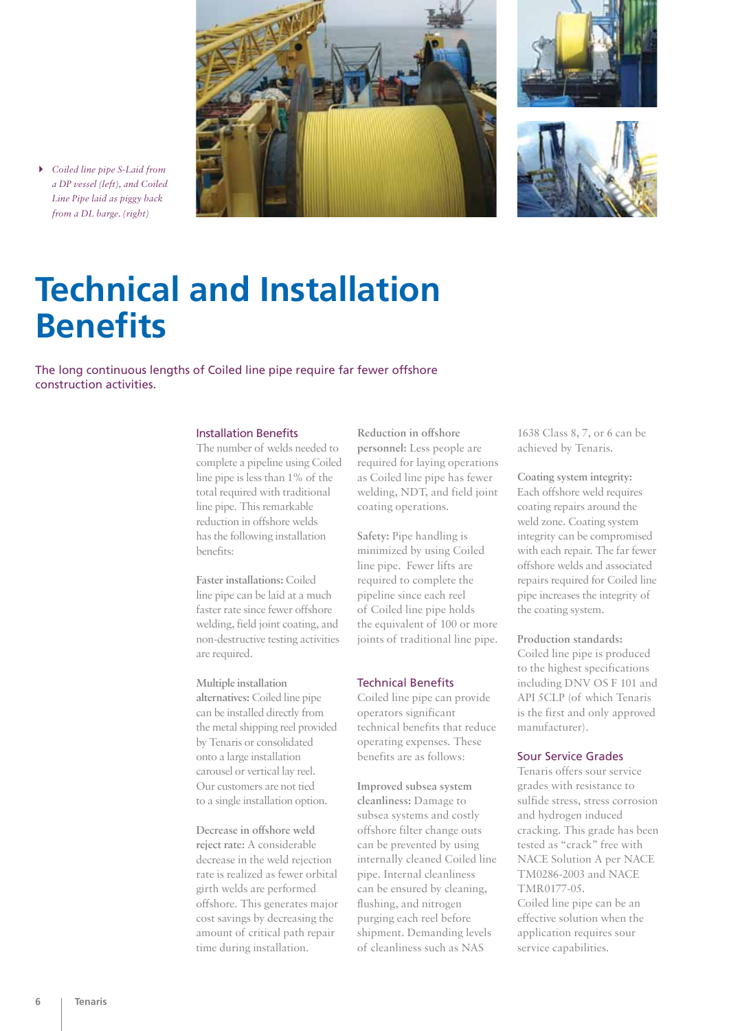*Coiled line pipe S-Laid from a DP vessel (left), and Coiled Line Pipe laid as piggy back from a DL barge. (right)*

# Technical and Installation Benefits

The long continuous lengths of Coiled line pipe require far fewer offshore construction activities.

## Installation Benefits

The number of welds needed to complete a pipeline using Coiled line pipe is less than 1% of the total required with traditional line pipe. This remarkable reduction in offshore welds has the following installation benefits:

**Faster installations:** Coiled line pipe can be laid at a much faster rate since fewer offshore welding, field joint coating, and non-destructive testing activities are required.

**Multiple installation alternatives:** Coiled line pipe can be installed directly from the metal shipping reel provided by Tenaris or consolidated onto a large installation carousel or vertical lay reel. Our customers are not tied to a single installation option.

**Decrease in offshore weld reject rate:** A considerable decrease in the weld rejection rate is realized as fewer orbital girth welds are performed offshore. This generates major cost savings by decreasing the amount of critical path repair time during installation.

**Reduction in offshore personnel:** Less people are required for laying operations as Coiled line pipe has fewer welding, NDT, and field joint coating operations.

**Safety:** Pipe handling is minimized by using Coiled line pipe. Fewer lifts are required to complete the pipeline since each reel of Coiled line pipe holds the equivalent of 100 or more joints of traditional line pipe.

## Technical Benefits

Coiled line pipe can provide operators significant technical benefits that reduce operating expenses. These benefits are as follows:

**Improved subsea system cleanliness:** Damage to subsea systems and costly offshore filter change outs can be prevented by using internally cleaned Coiled line pipe. Internal cleanliness can be ensured by cleaning, flushing, and nitrogen purging each reel before shipment. Demanding levels of cleanliness such as NAS 1638 Class 8, 7, or 6 can be achieved by Tenaris.

**Coating system integrity:** Each offshore weld requires coating repairs around the weld zone. Coating system integrity can be compromised with each repair. The far fewer offshore welds and associated repairs required for Coiled line pipe increases the integrity of the coating system.

**Production standards:** Coiled line pipe is produced to the highest specifications including DNV OS F 101 and API 5CLP (of which Tenaris is the first and only approved manufacturer).

## Sour Service Grades

Tenaris offers sour service grades with resistance to sulfide stress, stress corrosion and hydrogen induced cracking. This grade has been tested as “crack” free with NACE Solution A per NACE TM0286-2003 and NACE TMR0177-05.
Coiled line pipe can be an effective solution when the application requires sour service capabilities.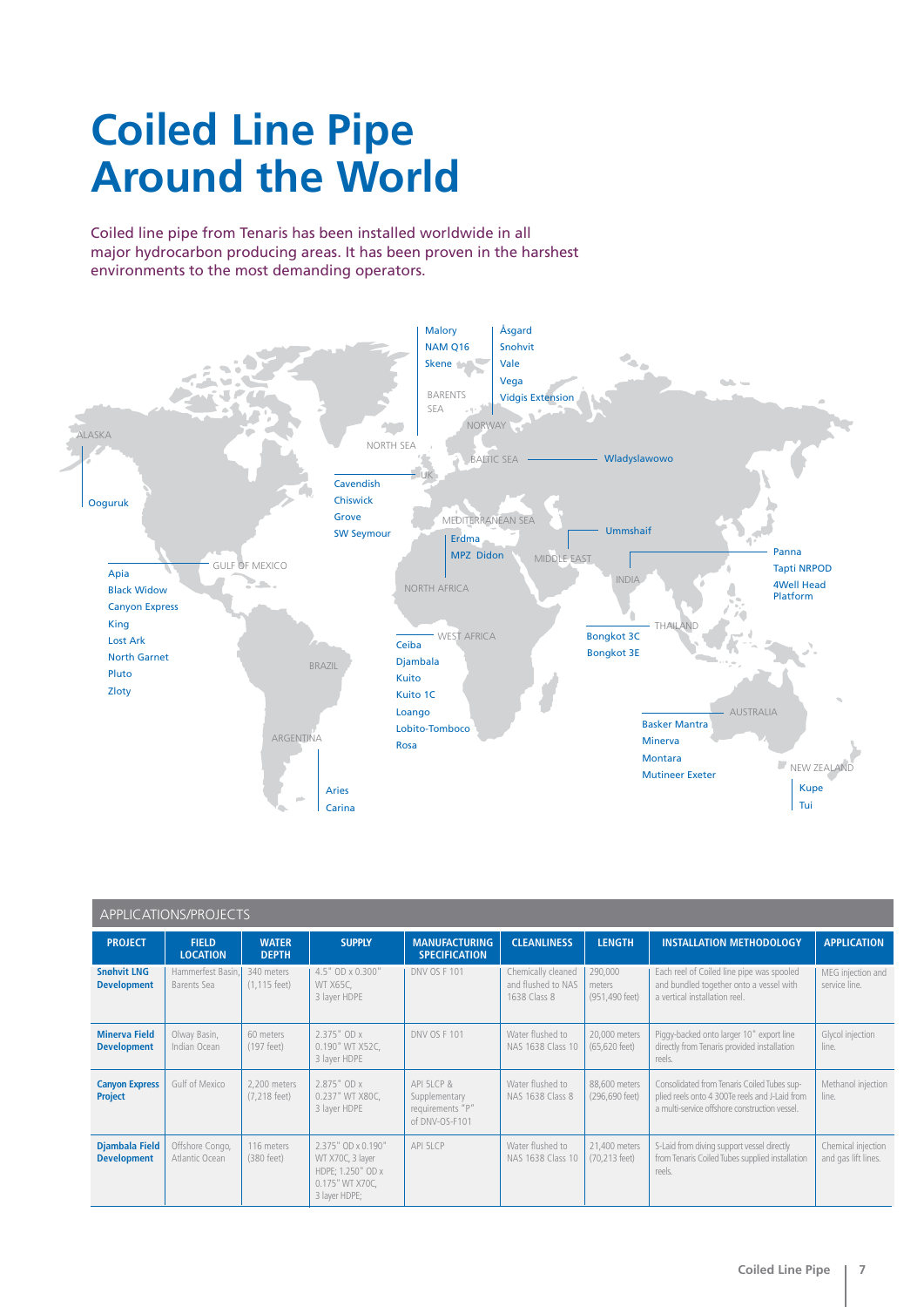# Coiled Line Pipe Around the World

Coiled line pipe from Tenaris has been installed worldwide in all major hydrocarbon producing areas. It has been proven in the harshest environments to the most demanding operators.

ALASKA
Ooguruk

GULF OF MEXICO
Apia
Black Widow
Canyon Express
King
Lost Ark
North Garnet
Pluto
Zloty

BRAZIL

ARGENTINA
Aries
Carina

NORTH SEA
UK
Cavendish
Chiswick
Grove
SW Seymour

BARENTS SEA
Malory
NAM Q16
Skene

NORWAY
Åsgard
Snohvit
Vale
Vega
Vidgis Extension

BALTIC SEA
Wladyslawowo

MEDITERRANEAN SEA
Erdma
MPZ Didon

NORTH AFRICA

WEST AFRICA
Ceiba
Djambala
Kuito
Kuito 1C
Loango
Lobito-Tomboco
Rosa

MIDDLE EAST
Ummshaif

INDIA
Panna
Tapti NRPOD
4Well Head Platform

THAILAND
Bongkot 3C
Bongkot 3E

AUSTRALIA
Basker Mantra
Minerva
Montara
Mutineer Exeter

NEW ZEALAND
Kupe
Tui

## APPLICATIONS/PROJECTS

| PROJECT | FIELD LOCATION | WATER DEPTH | SUPPLY | MANUFACTURING SPECIFICATION | CLEANLINESS | LENGTH | INSTALLATION METHODOLOGY | APPLICATION |
|---|---|---|---|---|---|---|---|---|
| **Snøhvit LNG Development** | Hammerfest Basin, Barents Sea | 340 meters (1,115 feet) | 4.5" OD x 0.300" WT X65C, 3 layer HDPE | DNV OS F 101 | Chemically cleaned and flushed to NAS 1638 Class 8 | 290,000 meters (951,490 feet) | Each reel of Coiled line pipe was spooled and bundled together onto a vessel with a vertical installation reel. | MEG injection and service line. |
| **Minerva Field Development** | Olway Basin, Indian Ocean | 60 meters (197 feet) | 2.375" OD x 0.190" WT X52C, 3 layer HDPE | DNV OS F 101 | Water flushed to NAS 1638 Class 10 | 20,000 meters (65,620 feet) | Piggy-backed onto larger 10" export line directly from Tenaris provided installation reels. | Glycol injection line. |
| **Canyon Express Project** | Gulf of Mexico | 2,200 meters (7,218 feet) | 2.875" OD x 0.237" WT X80C, 3 layer HDPE | API 5LCP & Supplementary requirements "P" of DNV-OS-F101 | Water flushed to NAS 1638 Class 8 | 88,600 meters (296,690 feet) | Consolidated from Tenaris Coiled Tubes supplied reels onto 4 300Te reels and J-Laid from a multi-service offshore construction vessel. | Methanol injection line. |
| **Djambala Field Development** | Offshore Congo, Atlantic Ocean | 116 meters (380 feet) | 2.375" OD x 0.190" WT X70C, 3 layer HDPE; 1.250" OD x 0.175" WT X70C, 3 layer HDPE; | API 5LCP | Water flushed to NAS 1638 Class 10 | 21,400 meters (70,213 feet) | S-Laid from diving support vessel directly from Tenaris Coiled Tubes supplied installation reels. | Chemical injection and gas lift lines. |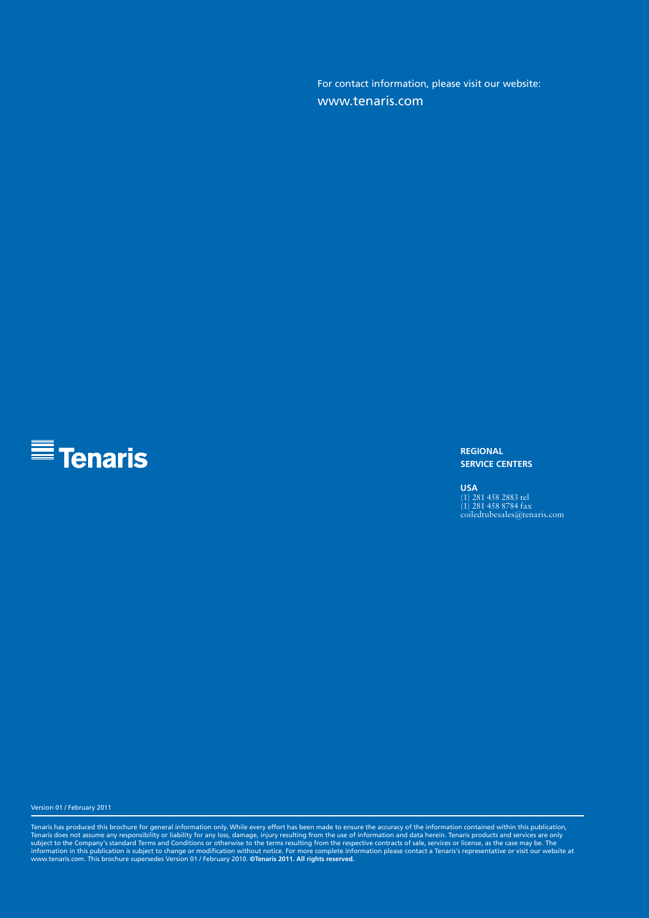For contact information, please visit our website:
www.tenaris.com

Tenaris

**REGIONAL SERVICE CENTERS**

**USA**
(1) 281 458 2883 tel
(1) 281 458 8784 fax
coiledtubesales@tenaris.com

Version 01 / February 2011

Tenaris has produced this brochure for general information only. While every effort has been made to ensure the accuracy of the information contained within this publication, Tenaris does not assume any responsibility or liability for any loss, damage, injury resulting from the use of information and data herein. Tenaris products and services are only subject to the Company's standard Terms and Conditions or otherwise to the terms resulting from the respective contracts of sale, services or license, as the case may be. The information in this publication is subject to change or modification without notice. For more complete information please contact a Tenaris's representative or visit our website at www.tenaris.com. This brochure supersedes Version 01 / February 2010. **©Tenaris 2011. All rights reserved.**